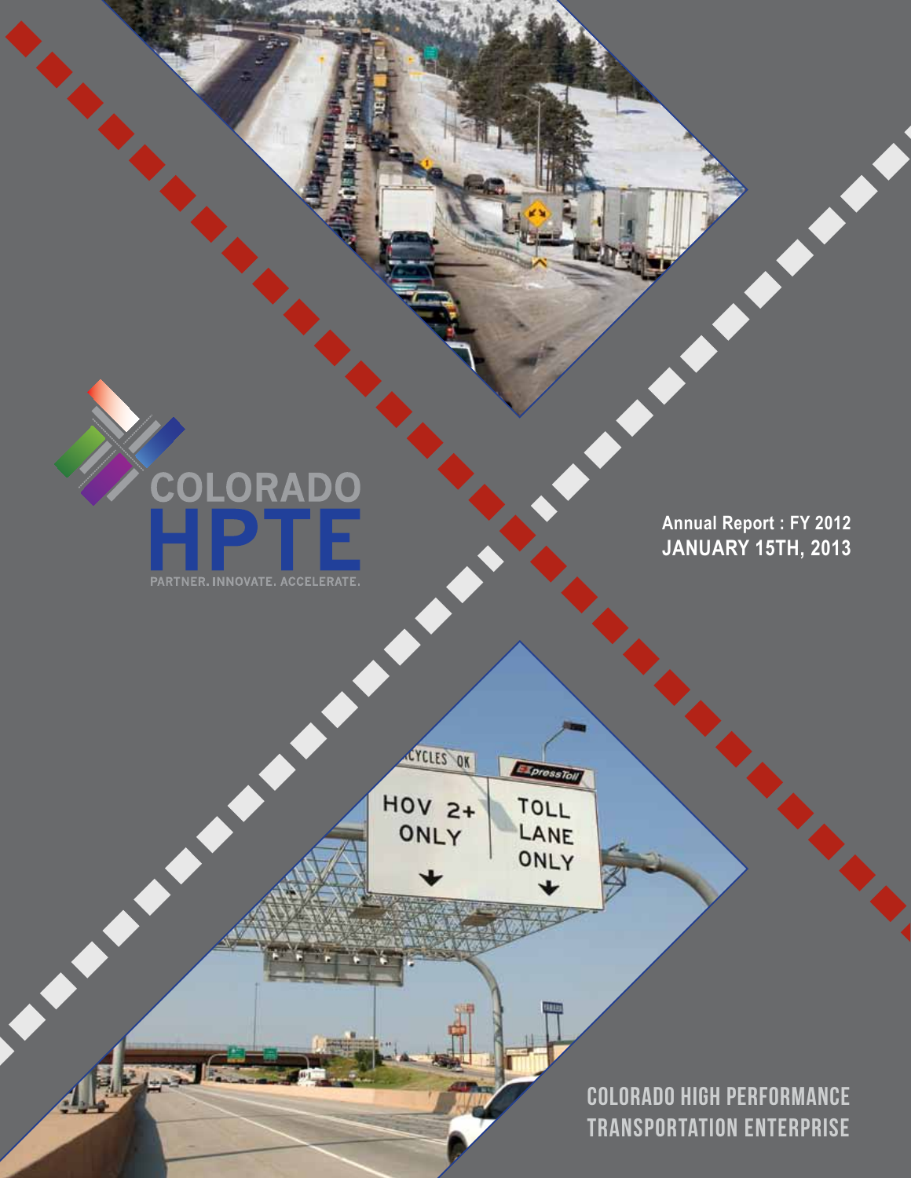COLORADO

# HPTE

PARTNER. INNOVATE. ACCELERATE.

**Annual Report : FY 2012**
**JANUARY 15TH, 2013**

COLORADO HIGH PERFORMANCE TRANSPORTATION ENTERPRISE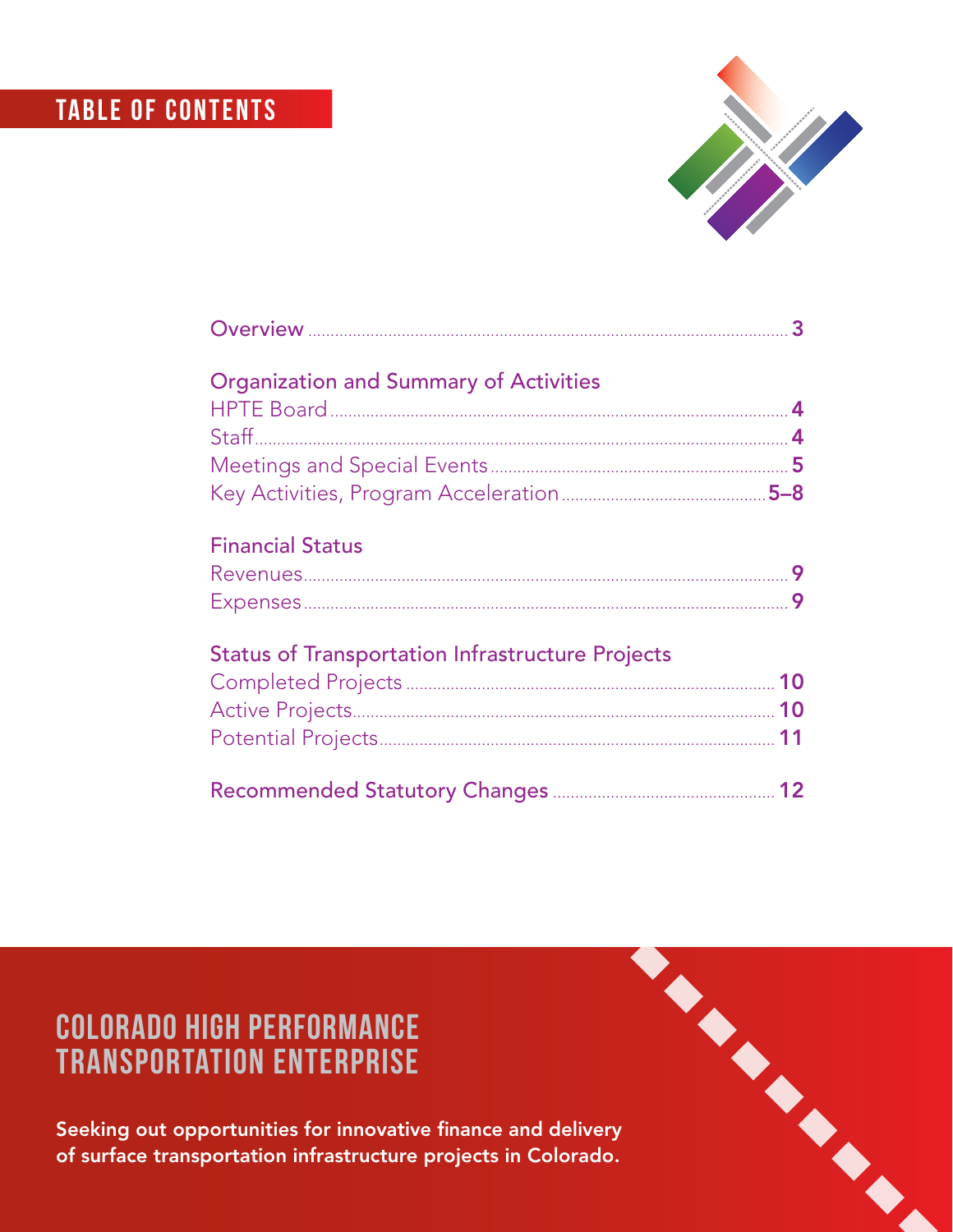# TABLE OF CONTENTS

Overview .......... 3

**Organization and Summary of Activities**

HPTE Board .......... 4
Staff .......... 4
Meetings and Special Events .......... 5
Key Activities, Program Acceleration .......... 5–8

**Financial Status**

Revenues .......... 9
Expenses .......... 9

**Status of Transportation Infrastructure Projects**

Completed Projects .......... 10
Active Projects .......... 10
Potential Projects .......... 11

Recommended Statutory Changes .......... 12

## COLORADO HIGH PERFORMANCE TRANSPORTATION ENTERPRISE

**Seeking out opportunities for innovative finance and delivery of surface transportation infrastructure projects in Colorado.**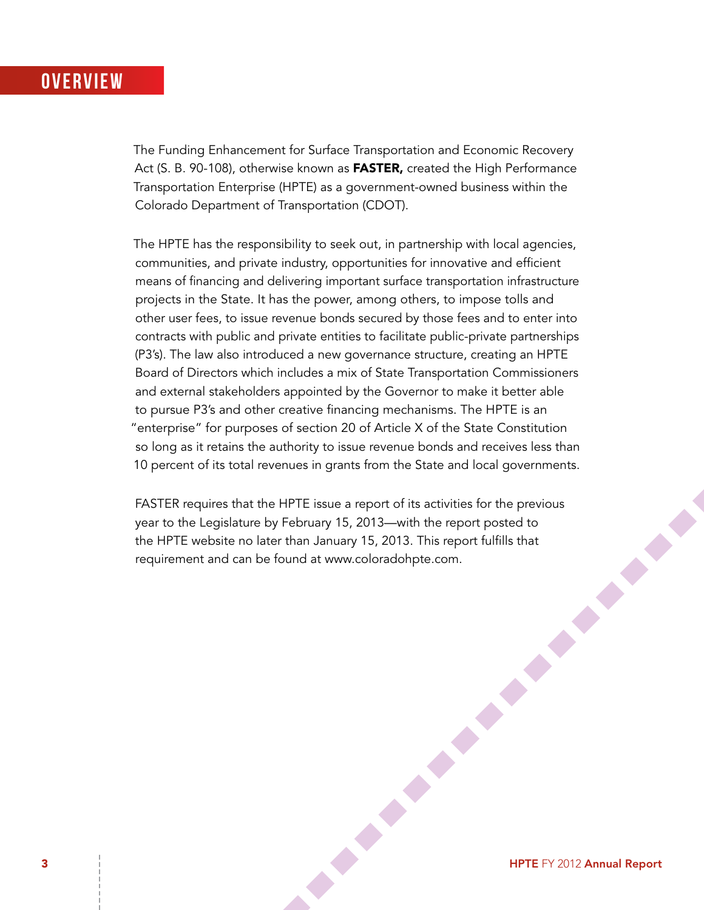# OVERVIEW

The Funding Enhancement for Surface Transportation and Economic Recovery Act (S. B. 90-108), otherwise known as **FASTER,** created the High Performance Transportation Enterprise (HPTE) as a government-owned business within the Colorado Department of Transportation (CDOT).

The HPTE has the responsibility to seek out, in partnership with local agencies, communities, and private industry, opportunities for innovative and efficient means of financing and delivering important surface transportation infrastructure projects in the State. It has the power, among others, to impose tolls and other user fees, to issue revenue bonds secured by those fees and to enter into contracts with public and private entities to facilitate public-private partnerships (P3's). The law also introduced a new governance structure, creating an HPTE Board of Directors which includes a mix of State Transportation Commissioners and external stakeholders appointed by the Governor to make it better able to pursue P3's and other creative financing mechanisms. The HPTE is an "enterprise" for purposes of section 20 of Article X of the State Constitution so long as it retains the authority to issue revenue bonds and receives less than 10 percent of its total revenues in grants from the State and local governments.

FASTER requires that the HPTE issue a report of its activities for the previous year to the Legislature by February 15, 2013—with the report posted to the HPTE website no later than January 15, 2013. This report fulfills that requirement and can be found at www.coloradohpte.com.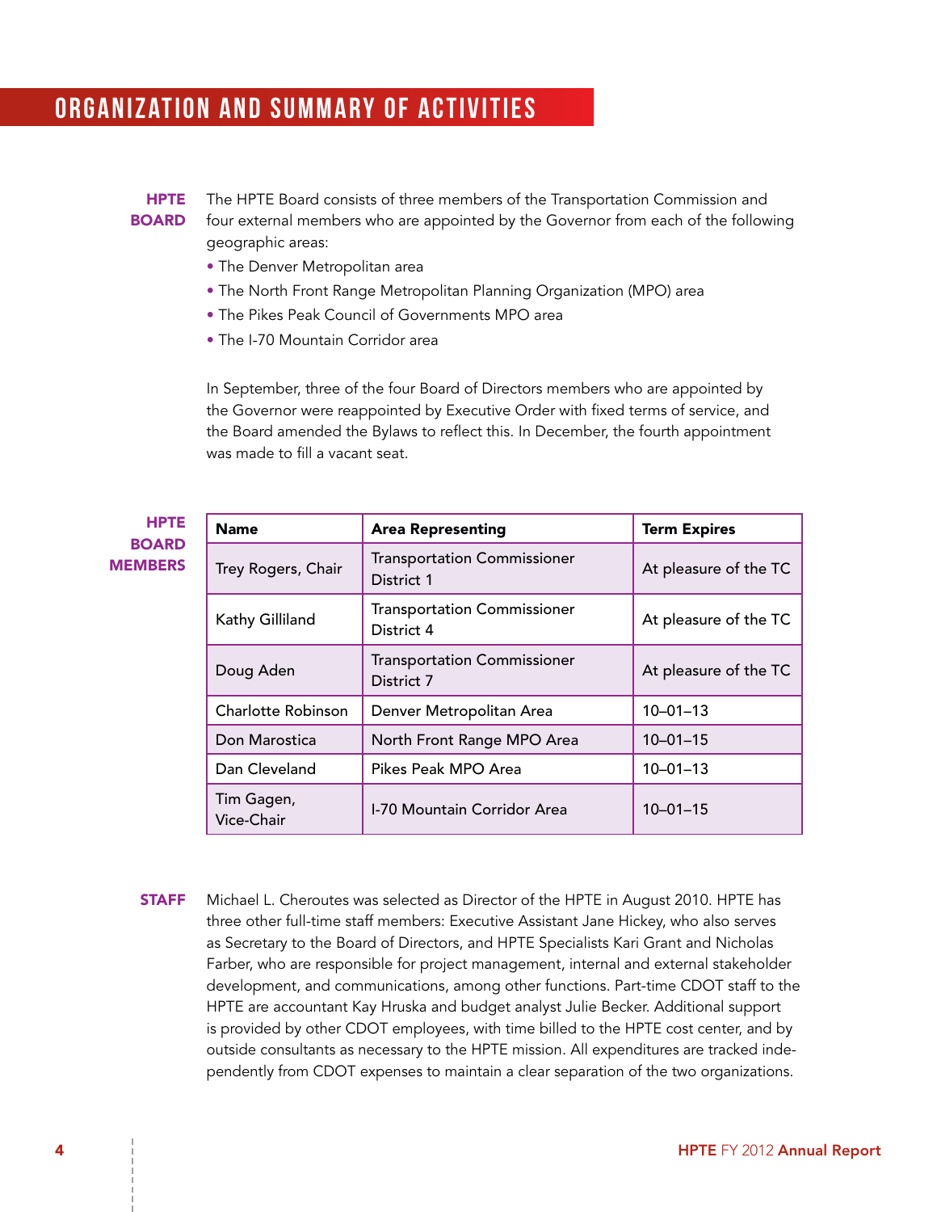# ORGANIZATION AND SUMMARY OF ACTIVITIES

**HPTE BOARD**

The HPTE Board consists of three members of the Transportation Commission and four external members who are appointed by the Governor from each of the following geographic areas:

- The Denver Metropolitan area
- The North Front Range Metropolitan Planning Organization (MPO) area
- The Pikes Peak Council of Governments MPO area
- The I-70 Mountain Corridor area

In September, three of the four Board of Directors members who are appointed by the Governor were reappointed by Executive Order with fixed terms of service, and the Board amended the Bylaws to reflect this. In December, the fourth appointment was made to fill a vacant seat.

**HPTE BOARD MEMBERS**

| Name | Area Representing | Term Expires |
|---|---|---|
| Trey Rogers, Chair | Transportation Commissioner District 1 | At pleasure of the TC |
| Kathy Gilliland | Transportation Commissioner District 4 | At pleasure of the TC |
| Doug Aden | Transportation Commissioner District 7 | At pleasure of the TC |
| Charlotte Robinson | Denver Metropolitan Area | 10–01–13 |
| Don Marostica | North Front Range MPO Area | 10–01–15 |
| Dan Cleveland | Pikes Peak MPO Area | 10–01–13 |
| Tim Gagen, Vice-Chair | I-70 Mountain Corridor Area | 10–01–15 |

**STAFF**

Michael L. Cheroutes was selected as Director of the HPTE in August 2010. HPTE has three other full-time staff members: Executive Assistant Jane Hickey, who also serves as Secretary to the Board of Directors, and HPTE Specialists Kari Grant and Nicholas Farber, who are responsible for project management, internal and external stakeholder development, and communications, among other functions. Part-time CDOT staff to the HPTE are accountant Kay Hruska and budget analyst Julie Becker. Additional support is provided by other CDOT employees, with time billed to the HPTE cost center, and by outside consultants as necessary to the HPTE mission. All expenditures are tracked independently from CDOT expenses to maintain a clear separation of the two organizations.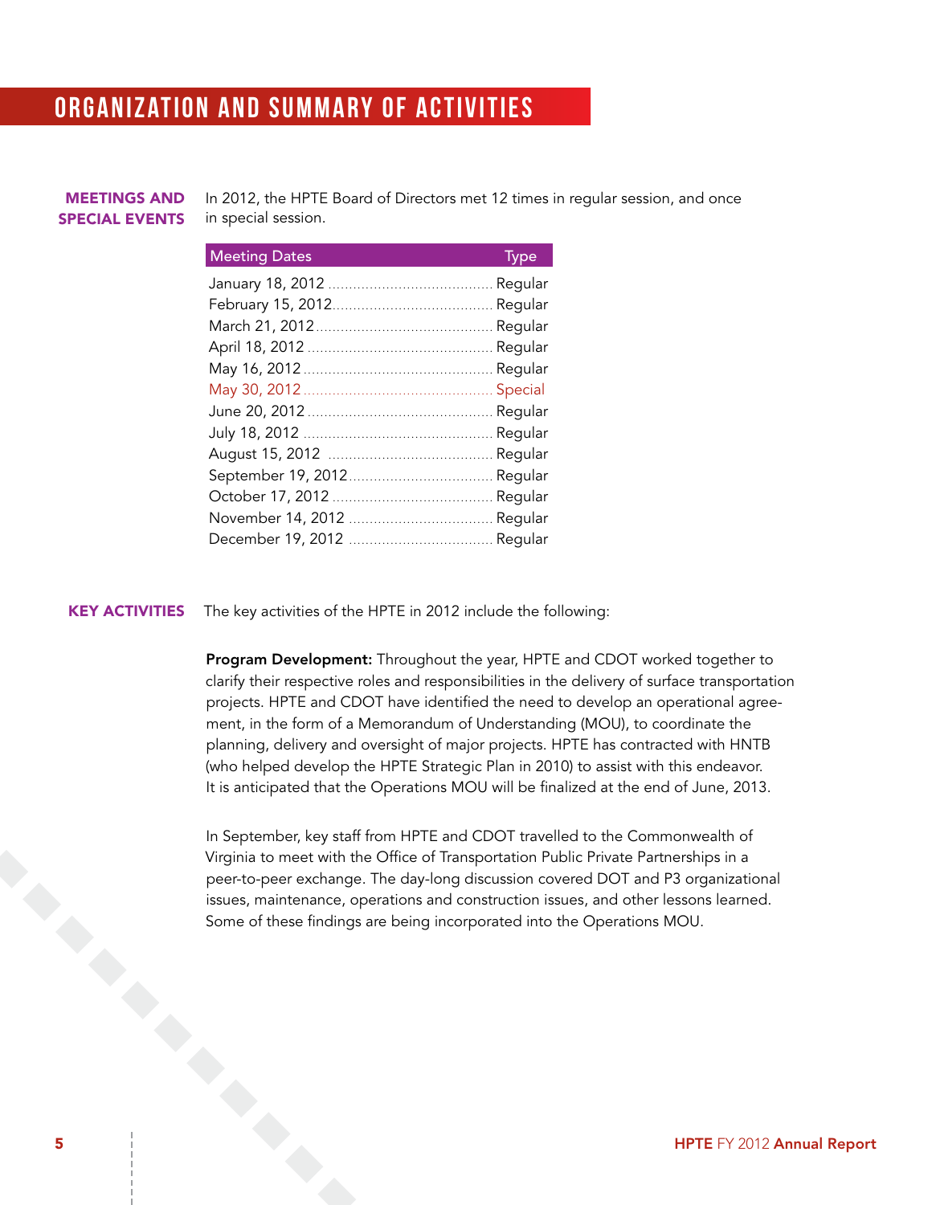# ORGANIZATION AND SUMMARY OF ACTIVITIES

## MEETINGS AND SPECIAL EVENTS

In 2012, the HPTE Board of Directors met 12 times in regular session, and once in special session.

| Meeting Dates | Type |
|---|---|
| January 18, 2012 | Regular |
| February 15, 2012 | Regular |
| March 21, 2012 | Regular |
| April 18, 2012 | Regular |
| May 16, 2012 | Regular |
| May 30, 2012 | Special |
| June 20, 2012 | Regular |
| July 18, 2012 | Regular |
| August 15, 2012 | Regular |
| September 19, 2012 | Regular |
| October 17, 2012 | Regular |
| November 14, 2012 | Regular |
| December 19, 2012 | Regular |

## KEY ACTIVITIES

The key activities of the HPTE in 2012 include the following:

**Program Development:** Throughout the year, HPTE and CDOT worked together to clarify their respective roles and responsibilities in the delivery of surface transportation projects. HPTE and CDOT have identified the need to develop an operational agreement, in the form of a Memorandum of Understanding (MOU), to coordinate the planning, delivery and oversight of major projects. HPTE has contracted with HNTB (who helped develop the HPTE Strategic Plan in 2010) to assist with this endeavor. It is anticipated that the Operations MOU will be finalized at the end of June, 2013.

In September, key staff from HPTE and CDOT travelled to the Commonwealth of Virginia to meet with the Office of Transportation Public Private Partnerships in a peer-to-peer exchange. The day-long discussion covered DOT and P3 organizational issues, maintenance, operations and construction issues, and other lessons learned. Some of these findings are being incorporated into the Operations MOU.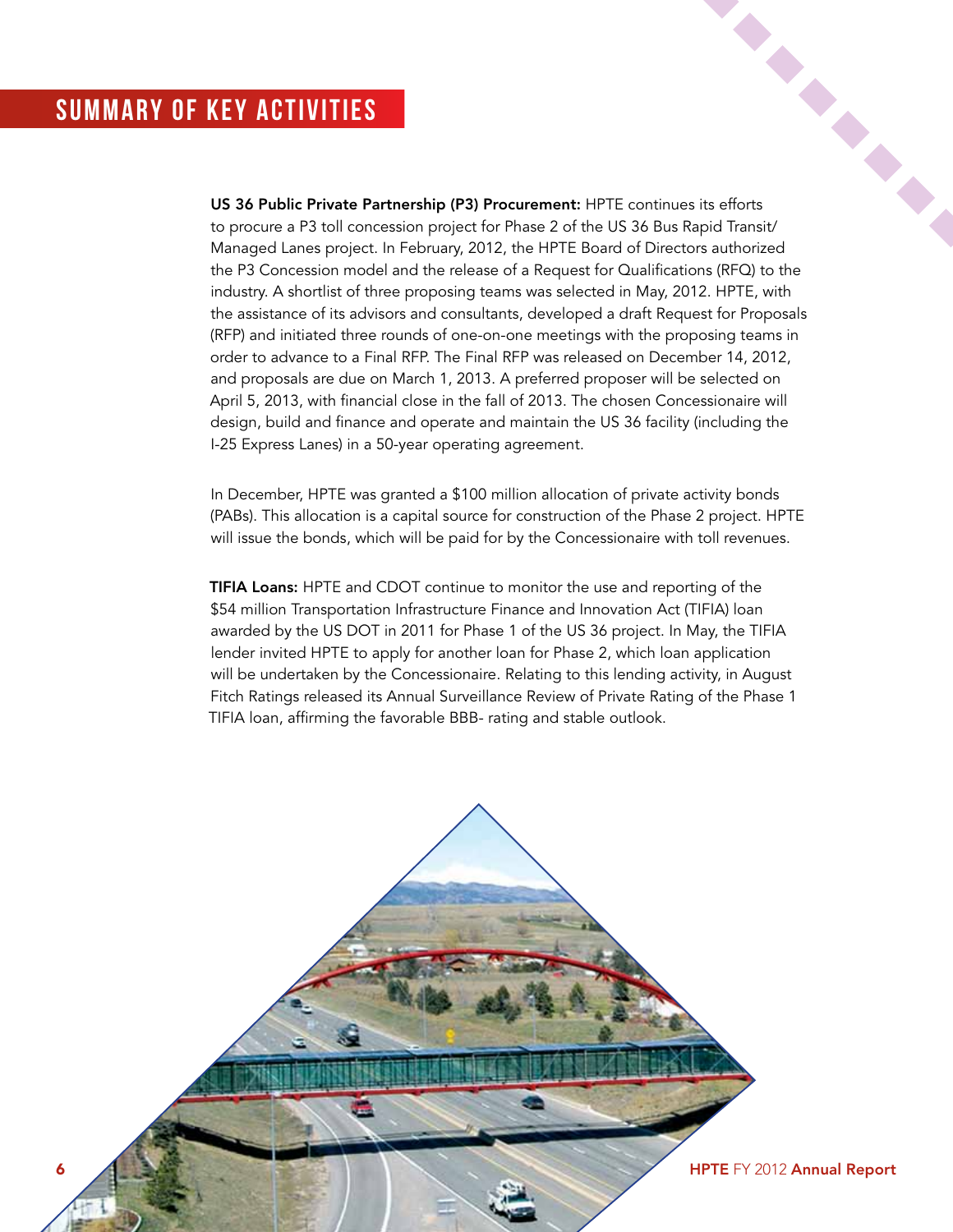# SUMMARY OF KEY ACTIVITIES

**US 36 Public Private Partnership (P3) Procurement:** HPTE continues its efforts to procure a P3 toll concession project for Phase 2 of the US 36 Bus Rapid Transit/ Managed Lanes project. In February, 2012, the HPTE Board of Directors authorized the P3 Concession model and the release of a Request for Qualifications (RFQ) to the industry. A shortlist of three proposing teams was selected in May, 2012. HPTE, with the assistance of its advisors and consultants, developed a draft Request for Proposals (RFP) and initiated three rounds of one-on-one meetings with the proposing teams in order to advance to a Final RFP. The Final RFP was released on December 14, 2012, and proposals are due on March 1, 2013. A preferred proposer will be selected on April 5, 2013, with financial close in the fall of 2013. The chosen Concessionaire will design, build and finance and operate and maintain the US 36 facility (including the I-25 Express Lanes) in a 50-year operating agreement.

In December, HPTE was granted a $100 million allocation of private activity bonds (PABs). This allocation is a capital source for construction of the Phase 2 project. HPTE will issue the bonds, which will be paid for by the Concessionaire with toll revenues.

**TIFIA Loans:** HPTE and CDOT continue to monitor the use and reporting of the $54 million Transportation Infrastructure Finance and Innovation Act (TIFIA) loan awarded by the US DOT in 2011 for Phase 1 of the US 36 project. In May, the TIFIA lender invited HPTE to apply for another loan for Phase 2, which loan application will be undertaken by the Concessionaire. Relating to this lending activity, in August Fitch Ratings released its Annual Surveillance Review of Private Rating of the Phase 1 TIFIA loan, affirming the favorable BBB- rating and stable outlook.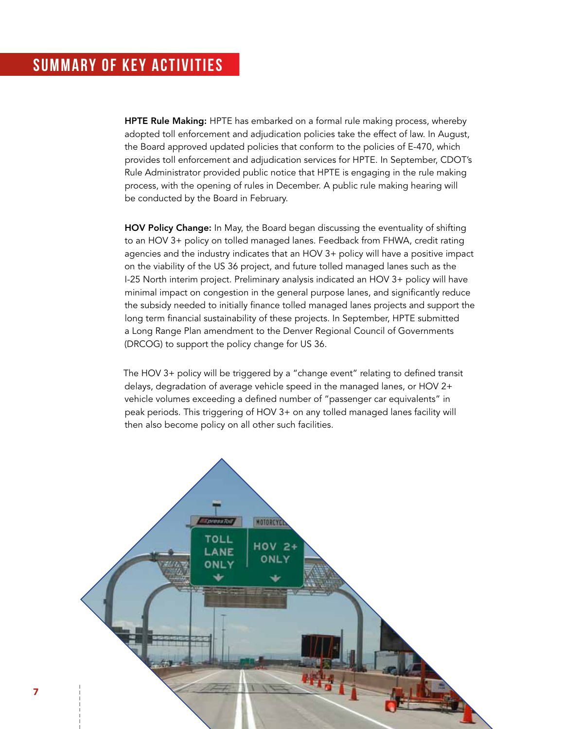# SUMMARY OF KEY ACTIVITIES

**HPTE Rule Making:** HPTE has embarked on a formal rule making process, whereby adopted toll enforcement and adjudication policies take the effect of law. In August, the Board approved updated policies that conform to the policies of E-470, which provides toll enforcement and adjudication services for HPTE. In September, CDOT's Rule Administrator provided public notice that HPTE is engaging in the rule making process, with the opening of rules in December. A public rule making hearing will be conducted by the Board in February.

**HOV Policy Change:** In May, the Board began discussing the eventuality of shifting to an HOV 3+ policy on tolled managed lanes. Feedback from FHWA, credit rating agencies and the industry indicates that an HOV 3+ policy will have a positive impact on the viability of the US 36 project, and future tolled managed lanes such as the I-25 North interim project. Preliminary analysis indicated an HOV 3+ policy will have minimal impact on congestion in the general purpose lanes, and significantly reduce the subsidy needed to initially finance tolled managed lanes projects and support the long term financial sustainability of these projects. In September, HPTE submitted a Long Range Plan amendment to the Denver Regional Council of Governments (DRCOG) to support the policy change for US 36.

The HOV 3+ policy will be triggered by a "change event" relating to defined transit delays, degradation of average vehicle speed in the managed lanes, or HOV 2+ vehicle volumes exceeding a defined number of "passenger car equivalents" in peak periods. This triggering of HOV 3+ on any tolled managed lanes facility will then also become policy on all other such facilities.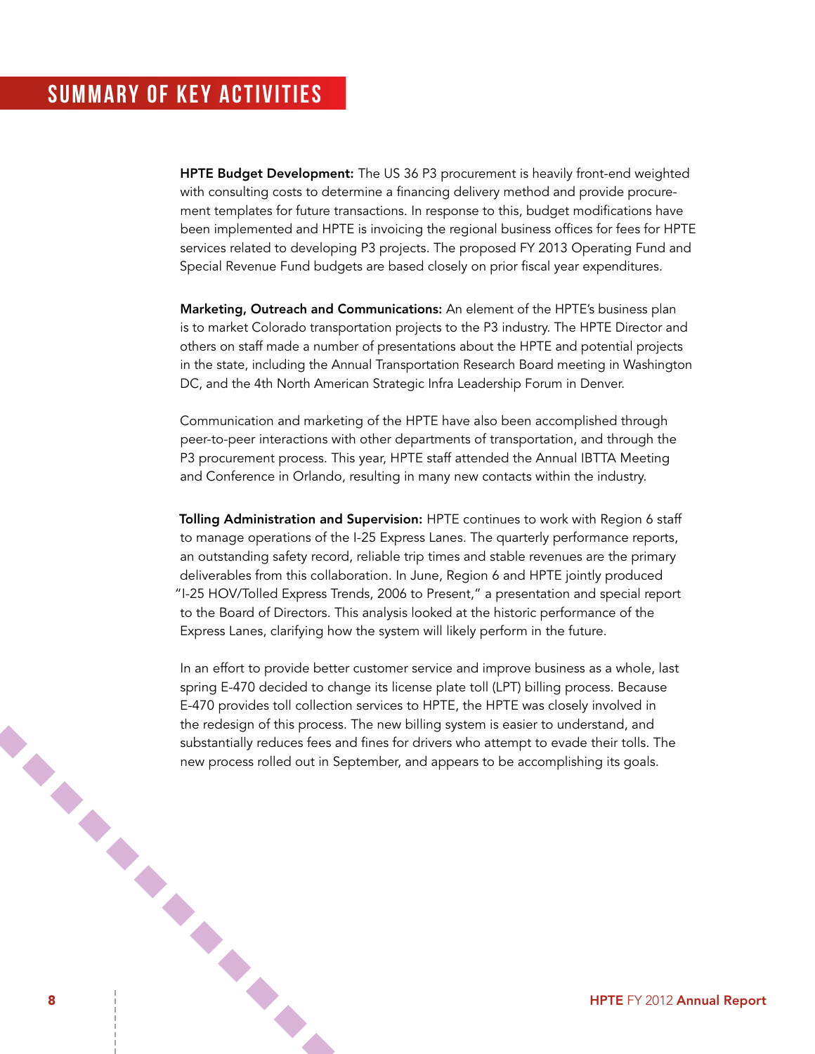# SUMMARY OF KEY ACTIVITIES

**HPTE Budget Development:** The US 36 P3 procurement is heavily front-end weighted with consulting costs to determine a financing delivery method and provide procurement templates for future transactions. In response to this, budget modifications have been implemented and HPTE is invoicing the regional business offices for fees for HPTE services related to developing P3 projects. The proposed FY 2013 Operating Fund and Special Revenue Fund budgets are based closely on prior fiscal year expenditures.

**Marketing, Outreach and Communications:** An element of the HPTE's business plan is to market Colorado transportation projects to the P3 industry. The HPTE Director and others on staff made a number of presentations about the HPTE and potential projects in the state, including the Annual Transportation Research Board meeting in Washington DC, and the 4th North American Strategic Infra Leadership Forum in Denver.

Communication and marketing of the HPTE have also been accomplished through peer-to-peer interactions with other departments of transportation, and through the P3 procurement process. This year, HPTE staff attended the Annual IBTTA Meeting and Conference in Orlando, resulting in many new contacts within the industry.

**Tolling Administration and Supervision:** HPTE continues to work with Region 6 staff to manage operations of the I-25 Express Lanes. The quarterly performance reports, an outstanding safety record, reliable trip times and stable revenues are the primary deliverables from this collaboration. In June, Region 6 and HPTE jointly produced "I-25 HOV/Tolled Express Trends, 2006 to Present," a presentation and special report to the Board of Directors. This analysis looked at the historic performance of the Express Lanes, clarifying how the system will likely perform in the future.

In an effort to provide better customer service and improve business as a whole, last spring E-470 decided to change its license plate toll (LPT) billing process. Because E-470 provides toll collection services to HPTE, the HPTE was closely involved in the redesign of this process. The new billing system is easier to understand, and substantially reduces fees and fines for drivers who attempt to evade their tolls. The new process rolled out in September, and appears to be accomplishing its goals.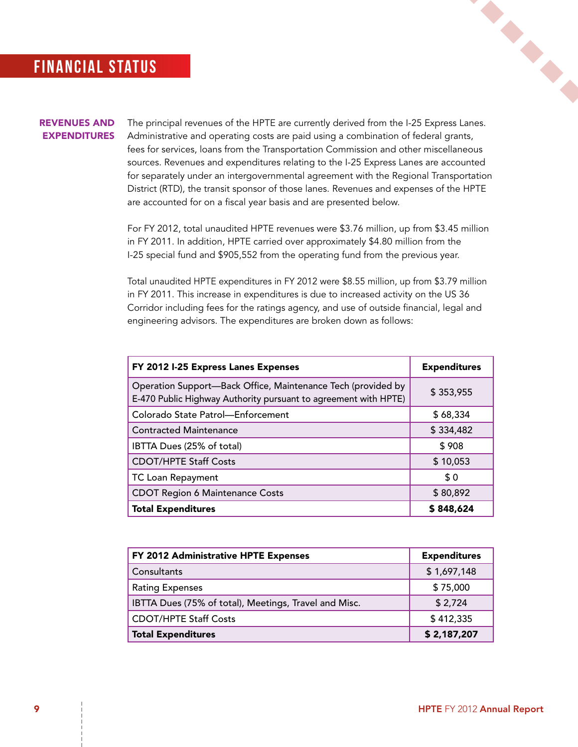# FINANCIAL STATUS

## REVENUES AND EXPENDITURES

The principal revenues of the HPTE are currently derived from the I-25 Express Lanes. Administrative and operating costs are paid using a combination of federal grants, fees for services, loans from the Transportation Commission and other miscellaneous sources. Revenues and expenditures relating to the I-25 Express Lanes are accounted for separately under an intergovernmental agreement with the Regional Transportation District (RTD), the transit sponsor of those lanes. Revenues and expenses of the HPTE are accounted for on a fiscal year basis and are presented below.

For FY 2012, total unaudited HPTE revenues were $3.76 million, up from $3.45 million in FY 2011. In addition, HPTE carried over approximately $4.80 million from the I-25 special fund and $905,552 from the operating fund from the previous year.

Total unaudited HPTE expenditures in FY 2012 were $8.55 million, up from $3.79 million in FY 2011. This increase in expenditures is due to increased activity on the US 36 Corridor including fees for the ratings agency, and use of outside financial, legal and engineering advisors. The expenditures are broken down as follows:

| FY 2012 I-25 Express Lanes Expenses | Expenditures |
|---|---|
| Operation Support—Back Office, Maintenance Tech (provided by E-470 Public Highway Authority pursuant to agreement with HPTE) | $ 353,955 |
| Colorado State Patrol—Enforcement | $ 68,334 |
| Contracted Maintenance | $ 334,482 |
| IBTTA Dues (25% of total) | $ 908 |
| CDOT/HPTE Staff Costs | $ 10,053 |
| TC Loan Repayment | $ 0 |
| CDOT Region 6 Maintenance Costs | $ 80,892 |
| **Total Expenditures** | **$ 848,624** |

| FY 2012 Administrative HPTE Expenses | Expenditures |
|---|---|
| Consultants | $ 1,697,148 |
| Rating Expenses | $ 75,000 |
| IBTTA Dues (75% of total), Meetings, Travel and Misc. | $ 2,724 |
| CDOT/HPTE Staff Costs | $ 412,335 |
| **Total Expenditures** | **$ 2,187,207** |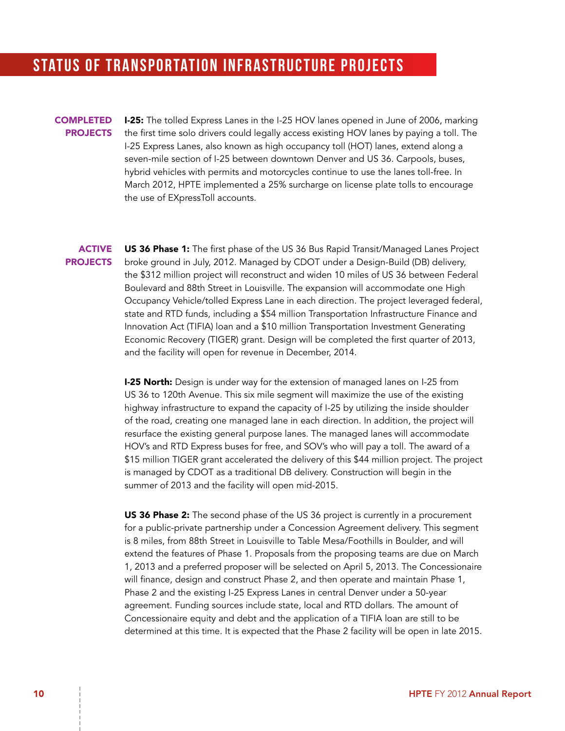# STATUS OF TRANSPORTATION INFRASTRUCTURE PROJECTS

## COMPLETED PROJECTS

**I-25:** The tolled Express Lanes in the I-25 HOV lanes opened in June of 2006, marking the first time solo drivers could legally access existing HOV lanes by paying a toll. The I-25 Express Lanes, also known as high occupancy toll (HOT) lanes, extend along a seven-mile section of I-25 between downtown Denver and US 36. Carpools, buses, hybrid vehicles with permits and motorcycles continue to use the lanes toll-free. In March 2012, HPTE implemented a 25% surcharge on license plate tolls to encourage the use of EXpressToll accounts.

## ACTIVE PROJECTS

**US 36 Phase 1:** The first phase of the US 36 Bus Rapid Transit/Managed Lanes Project broke ground in July, 2012. Managed by CDOT under a Design-Build (DB) delivery, the $312 million project will reconstruct and widen 10 miles of US 36 between Federal Boulevard and 88th Street in Louisville. The expansion will accommodate one High Occupancy Vehicle/tolled Express Lane in each direction. The project leveraged federal, state and RTD funds, including a $54 million Transportation Infrastructure Finance and Innovation Act (TIFIA) loan and a $10 million Transportation Investment Generating Economic Recovery (TIGER) grant. Design will be completed the first quarter of 2013, and the facility will open for revenue in December, 2014.

**I-25 North:** Design is under way for the extension of managed lanes on I-25 from US 36 to 120th Avenue. This six mile segment will maximize the use of the existing highway infrastructure to expand the capacity of I-25 by utilizing the inside shoulder of the road, creating one managed lane in each direction. In addition, the project will resurface the existing general purpose lanes. The managed lanes will accommodate HOV's and RTD Express buses for free, and SOV's who will pay a toll. The award of a $15 million TIGER grant accelerated the delivery of this $44 million project. The project is managed by CDOT as a traditional DB delivery. Construction will begin in the summer of 2013 and the facility will open mid-2015.

**US 36 Phase 2:** The second phase of the US 36 project is currently in a procurement for a public-private partnership under a Concession Agreement delivery. This segment is 8 miles, from 88th Street in Louisville to Table Mesa/Foothills in Boulder, and will extend the features of Phase 1. Proposals from the proposing teams are due on March 1, 2013 and a preferred proposer will be selected on April 5, 2013. The Concessionaire will finance, design and construct Phase 2, and then operate and maintain Phase 1, Phase 2 and the existing I-25 Express Lanes in central Denver under a 50-year agreement. Funding sources include state, local and RTD dollars. The amount of Concessionaire equity and debt and the application of a TIFIA loan are still to be determined at this time. It is expected that the Phase 2 facility will be open in late 2015.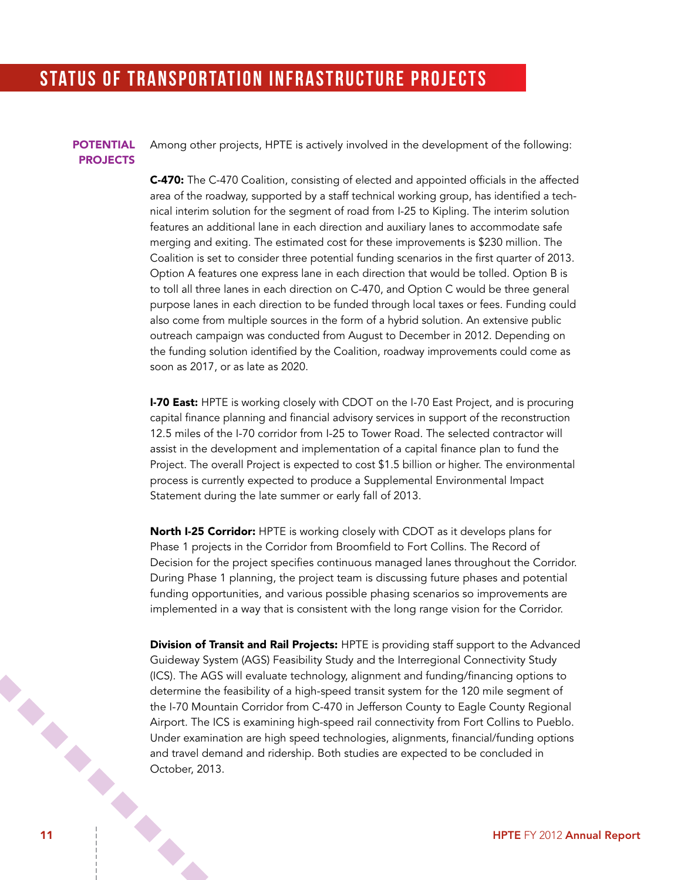# STATUS OF TRANSPORTATION INFRASTRUCTURE PROJECTS

## POTENTIAL PROJECTS

Among other projects, HPTE is actively involved in the development of the following:

**C-470:** The C-470 Coalition, consisting of elected and appointed officials in the affected area of the roadway, supported by a staff technical working group, has identified a technical interim solution for the segment of road from I-25 to Kipling. The interim solution features an additional lane in each direction and auxiliary lanes to accommodate safe merging and exiting. The estimated cost for these improvements is $230 million. The Coalition is set to consider three potential funding scenarios in the first quarter of 2013. Option A features one express lane in each direction that would be tolled. Option B is to toll all three lanes in each direction on C-470, and Option C would be three general purpose lanes in each direction to be funded through local taxes or fees. Funding could also come from multiple sources in the form of a hybrid solution. An extensive public outreach campaign was conducted from August to December in 2012. Depending on the funding solution identified by the Coalition, roadway improvements could come as soon as 2017, or as late as 2020.

**I-70 East:** HPTE is working closely with CDOT on the I-70 East Project, and is procuring capital finance planning and financial advisory services in support of the reconstruction 12.5 miles of the I-70 corridor from I-25 to Tower Road. The selected contractor will assist in the development and implementation of a capital finance plan to fund the Project. The overall Project is expected to cost $1.5 billion or higher. The environmental process is currently expected to produce a Supplemental Environmental Impact Statement during the late summer or early fall of 2013.

**North I-25 Corridor:** HPTE is working closely with CDOT as it develops plans for Phase 1 projects in the Corridor from Broomfield to Fort Collins. The Record of Decision for the project specifies continuous managed lanes throughout the Corridor. During Phase 1 planning, the project team is discussing future phases and potential funding opportunities, and various possible phasing scenarios so improvements are implemented in a way that is consistent with the long range vision for the Corridor.

**Division of Transit and Rail Projects:** HPTE is providing staff support to the Advanced Guideway System (AGS) Feasibility Study and the Interregional Connectivity Study (ICS). The AGS will evaluate technology, alignment and funding/financing options to determine the feasibility of a high-speed transit system for the 120 mile segment of the I-70 Mountain Corridor from C-470 in Jefferson County to Eagle County Regional Airport. The ICS is examining high-speed rail connectivity from Fort Collins to Pueblo. Under examination are high speed technologies, alignments, financial/funding options and travel demand and ridership. Both studies are expected to be concluded in October, 2013.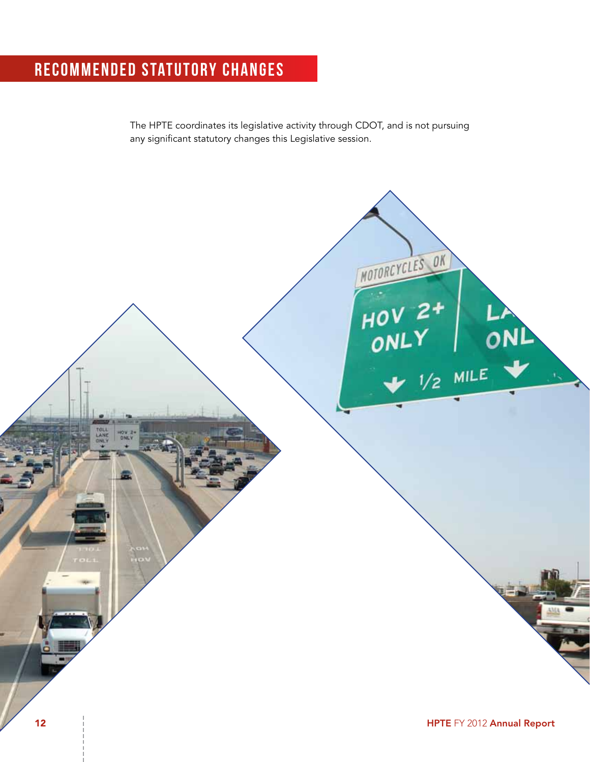# RECOMMENDED STATUTORY CHANGES

The HPTE coordinates its legislative activity through CDOT, and is not pursuing any significant statutory changes this Legislative session.